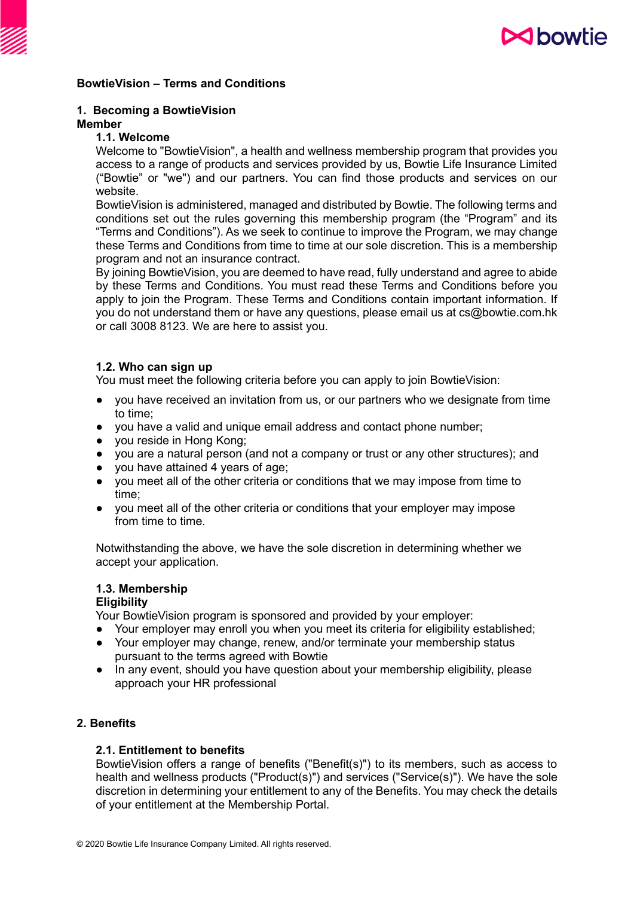# BowtieVision – Terms and Conditions

## 1. Becoming a BowtieVision Member

### 1.1. Welcome

Welcome to "BowtieVision", a health and wellness membership program that provides you access to a range of products and services provided by us, Bowtie Life Insurance Limited ("Bowtie" or "we") and our partners. You can find those products and services on our website.

BowtieVision is administered, managed and distributed by Bowtie. The following terms and conditions set out the rules governing this membership program (the "Program" and its "Terms and Conditions"). As we seek to continue to improve the Program, we may change these Terms and Conditions from time to time at our sole discretion. This is a membership program and not an insurance contract.

By joining BowtieVision, you are deemed to have read, fully understand and agree to abide by these Terms and Conditions. You must read these Terms and Conditions before you apply to join the Program. These Terms and Conditions contain important information. If you do not understand them or have any questions, please email us at cs@bowtie.com.hk or call 3008 8123. We are here to assist you.

### 1.2. Who can sign up

You must meet the following criteria before you can apply to join BowtieVision:

- you have received an invitation from us, or our partners who we designate from time to time;
- you have a valid and unique email address and contact phone number;
- you reside in Hong Kong;
- you are a natural person (and not a company or trust or any other structures); and
- you have attained 4 years of age;
- you meet all of the other criteria or conditions that we may impose from time to time;
- you meet all of the other criteria or conditions that your employer may impose from time to time.

Notwithstanding the above, we have the sole discretion in determining whether we accept your application.

### 1.3. Membership Eligibility

Your BowtieVision program is sponsored and provided by your employer:

- Your employer may enroll you when you meet its criteria for eligibility established;
- Your employer may change, renew, and/or terminate your membership status pursuant to the terms agreed with Bowtie
- In any event, should you have question about your membership eligibility, please approach your HR professional

## 2. Benefits

### 2.1. Entitlement to benefits

BowtieVision offers a range of benefits ("Benefit(s)") to its members, such as access to health and wellness products ("Product(s)") and services ("Service(s)"). We have the sole discretion in determining your entitlement to any of the Benefits. You may check the details of your entitlement at the Membership Portal.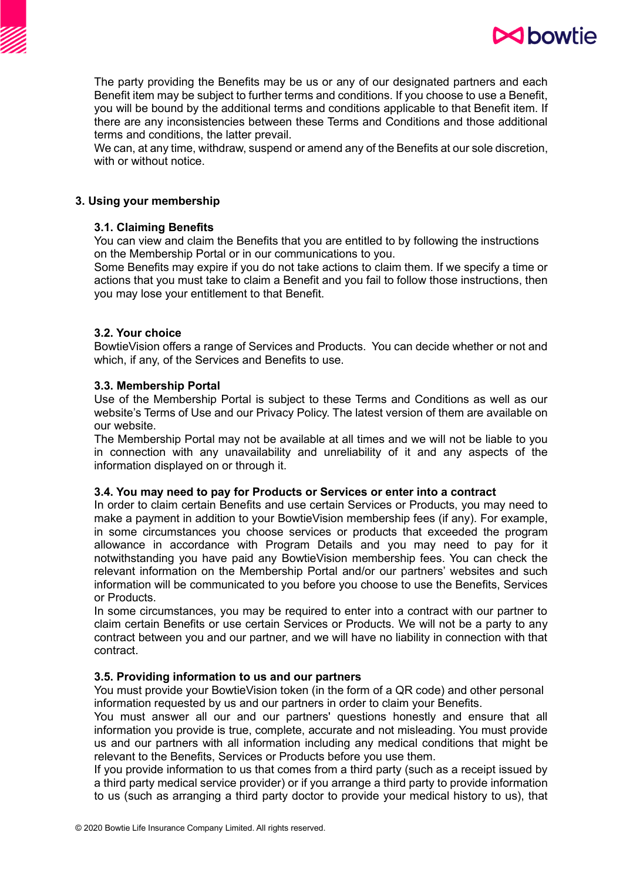The party providing the Benefits may be us or any of our designated partners and each Benefit item may be subject to further terms and conditions. If you choose to use a Benefit, you will be bound by the additional terms and conditions applicable to that Benefit item. If there are any inconsistencies between these Terms and Conditions and those additional terms and conditions, the latter prevail.

We can, at any time, withdraw, suspend or amend any of the Benefits at our sole discretion, with or without notice.

## 3. Using your membership

### 3.1. Claiming Benefits

You can view and claim the Benefits that you are entitled to by following the instructions on the Membership Portal or in our communications to you.

Some Benefits may expire if you do not take actions to claim them. If we specify a time or actions that you must take to claim a Benefit and you fail to follow those instructions, then you may lose your entitlement to that Benefit.

### 3.2. Your choice

BowtieVision offers a range of Services and Products. You can decide whether or not and which, if any, of the Services and Benefits to use.

### 3.3. Membership Portal

Use of the Membership Portal is subject to these Terms and Conditions as well as our website's Terms of Use and our Privacy Policy. The latest version of them are available on our website.

The Membership Portal may not be available at all times and we will not be liable to you in connection with any unavailability and unreliability of it and any aspects of the information displayed on or through it.

### 3.4. You may need to pay for Products or Services or enter into a contract

In order to claim certain Benefits and use certain Services or Products, you may need to make a payment in addition to your BowtieVision membership fees (if any). For example, in some circumstances you choose services or products that exceeded the program allowance in accordance with Program Details and you may need to pay for it notwithstanding you have paid any BowtieVision membership fees. You can check the relevant information on the Membership Portal and/or our partners' websites and such information will be communicated to you before you choose to use the Benefits, Services or Products.

In some circumstances, you may be required to enter into a contract with our partner to claim certain Benefits or use certain Services or Products. We will not be a party to any contract between you and our partner, and we will have no liability in connection with that contract.

### 3.5. Providing information to us and our partners

You must provide your BowtieVision token (in the form of a QR code) and other personal information requested by us and our partners in order to claim your Benefits.

You must answer all our and our partners' questions honestly and ensure that all information you provide is true, complete, accurate and not misleading. You must provide us and our partners with all information including any medical conditions that might be relevant to the Benefits, Services or Products before you use them.

If you provide information to us that comes from a third party (such as a receipt issued by a third party medical service provider) or if you arrange a third party to provide information to us (such as arranging a third party doctor to provide your medical history to us), that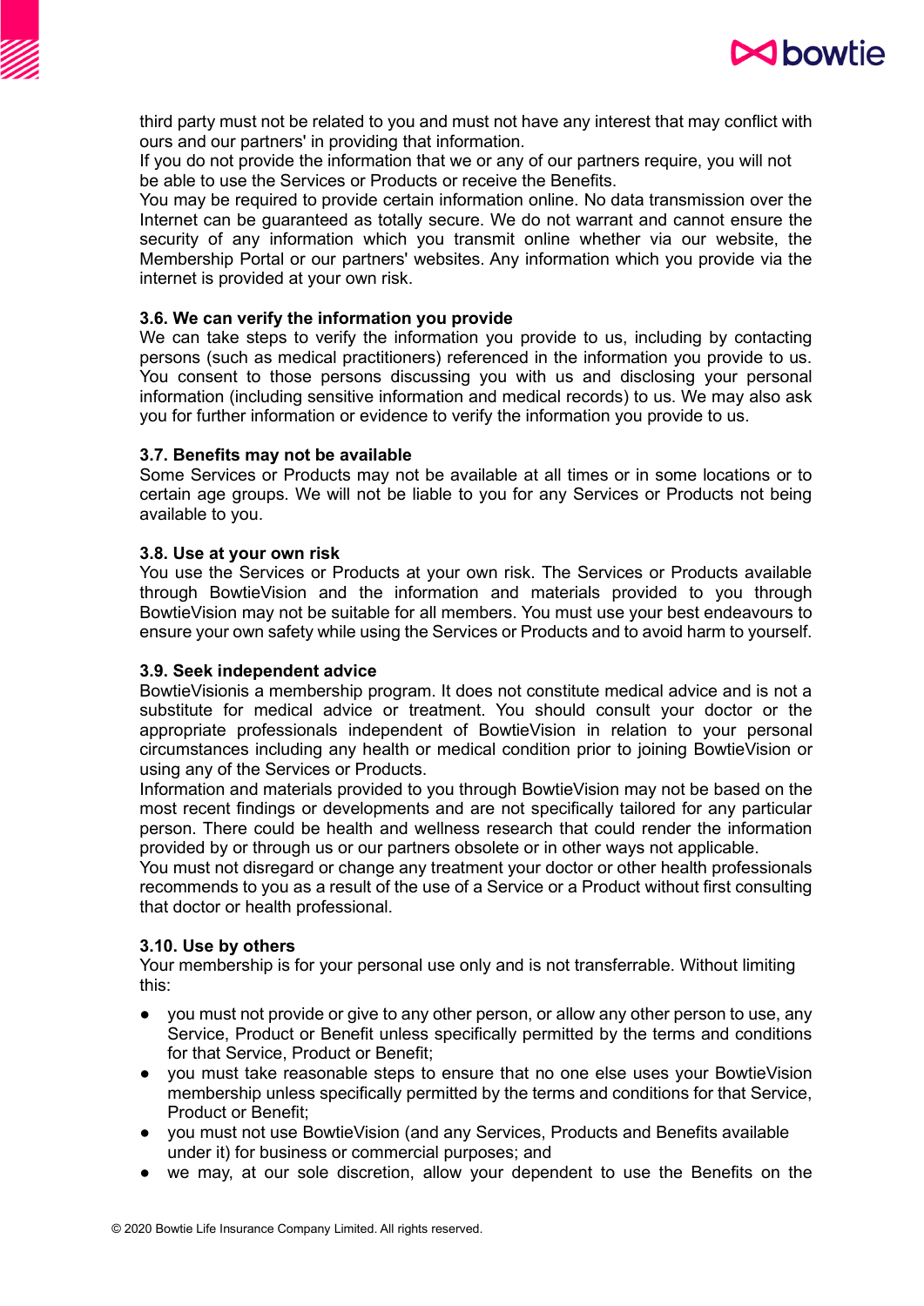third party must not be related to you and must not have any interest that may conflict with ours and our partners' in providing that information.

If you do not provide the information that we or any of our partners require, you will not be able to use the Services or Products or receive the Benefits.

You may be required to provide certain information online. No data transmission over the Internet can be guaranteed as totally secure. We do not warrant and cannot ensure the security of any information which you transmit online whether via our website, the Membership Portal or our partners' websites. Any information which you provide via the internet is provided at your own risk.

**3.6. We can verify the information you provide**

We can take steps to verify the information you provide to us, including by contacting persons (such as medical practitioners) referenced in the information you provide to us. You consent to those persons discussing you with us and disclosing your personal information (including sensitive information and medical records) to us. We may also ask you for further information or evidence to verify the information you provide to us.

**3.7. Benefits may not be available**

Some Services or Products may not be available at all times or in some locations or to certain age groups. We will not be liable to you for any Services or Products not being available to you.

**3.8. Use at your own risk**

You use the Services or Products at your own risk. The Services or Products available through BowtieVision and the information and materials provided to you through BowtieVision may not be suitable for all members. You must use your best endeavours to ensure your own safety while using the Services or Products and to avoid harm to yourself.

**3.9. Seek independent advice**

BowtieVisionis a membership program. It does not constitute medical advice and is not a substitute for medical advice or treatment. You should consult your doctor or the appropriate professionals independent of BowtieVision in relation to your personal circumstances including any health or medical condition prior to joining BowtieVision or using any of the Services or Products.

Information and materials provided to you through BowtieVision may not be based on the most recent findings or developments and are not specifically tailored for any particular person. There could be health and wellness research that could render the information provided by or through us or our partners obsolete or in other ways not applicable.

You must not disregard or change any treatment your doctor or other health professionals recommends to you as a result of the use of a Service or a Product without first consulting that doctor or health professional.

**3.10. Use by others**

Your membership is for your personal use only and is not transferrable. Without limiting this:

- you must not provide or give to any other person, or allow any other person to use, any Service, Product or Benefit unless specifically permitted by the terms and conditions for that Service, Product or Benefit;
- you must take reasonable steps to ensure that no one else uses your BowtieVision membership unless specifically permitted by the terms and conditions for that Service, Product or Benefit;
- you must not use BowtieVision (and any Services, Products and Benefits available under it) for business or commercial purposes; and
- we may, at our sole discretion, allow your dependent to use the Benefits on the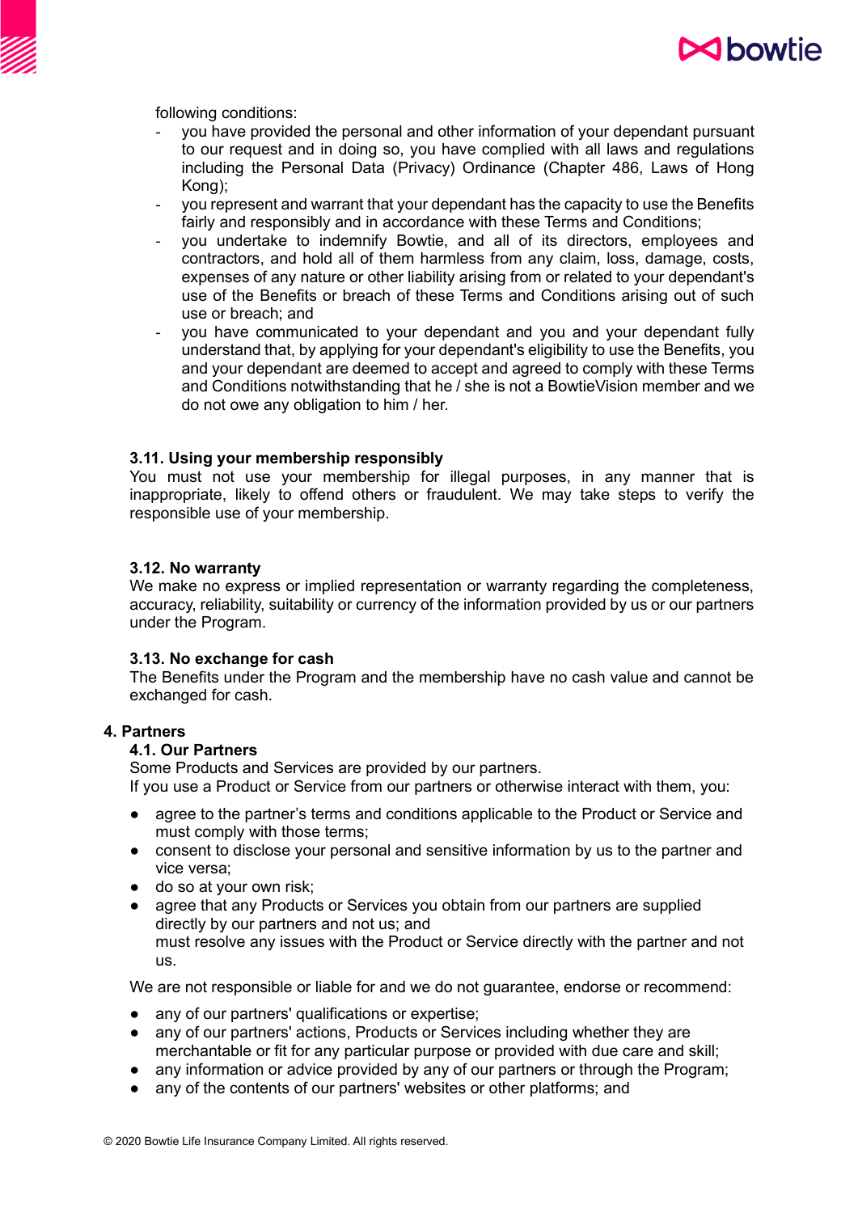following conditions:

- you have provided the personal and other information of your dependant pursuant to our request and in doing so, you have complied with all laws and regulations including the Personal Data (Privacy) Ordinance (Chapter 486, Laws of Hong Kong);
- you represent and warrant that your dependant has the capacity to use the Benefits fairly and responsibly and in accordance with these Terms and Conditions;
- you undertake to indemnify Bowtie, and all of its directors, employees and contractors, and hold all of them harmless from any claim, loss, damage, costs, expenses of any nature or other liability arising from or related to your dependant's use of the Benefits or breach of these Terms and Conditions arising out of such use or breach; and
- you have communicated to your dependant and you and your dependant fully understand that, by applying for your dependant's eligibility to use the Benefits, you and your dependant are deemed to accept and agreed to comply with these Terms and Conditions notwithstanding that he / she is not a BowtieVision member and we do not owe any obligation to him / her.

### 3.11. Using your membership responsibly

You must not use your membership for illegal purposes, in any manner that is inappropriate, likely to offend others or fraudulent. We may take steps to verify the responsible use of your membership.

### 3.12. No warranty

We make no express or implied representation or warranty regarding the completeness, accuracy, reliability, suitability or currency of the information provided by us or our partners under the Program.

### 3.13. No exchange for cash

The Benefits under the Program and the membership have no cash value and cannot be exchanged for cash.

## 4. Partners

### 4.1. Our Partners

Some Products and Services are provided by our partners.
If you use a Product or Service from our partners or otherwise interact with them, you:

- agree to the partner's terms and conditions applicable to the Product or Service and must comply with those terms;
- consent to disclose your personal and sensitive information by us to the partner and vice versa;
- do so at your own risk;
- agree that any Products or Services you obtain from our partners are supplied directly by our partners and not us; and
  must resolve any issues with the Product or Service directly with the partner and not us.

We are not responsible or liable for and we do not guarantee, endorse or recommend:

- any of our partners' qualifications or expertise;
- any of our partners' actions, Products or Services including whether they are merchantable or fit for any particular purpose or provided with due care and skill;
- any information or advice provided by any of our partners or through the Program;
- any of the contents of our partners' websites or other platforms; and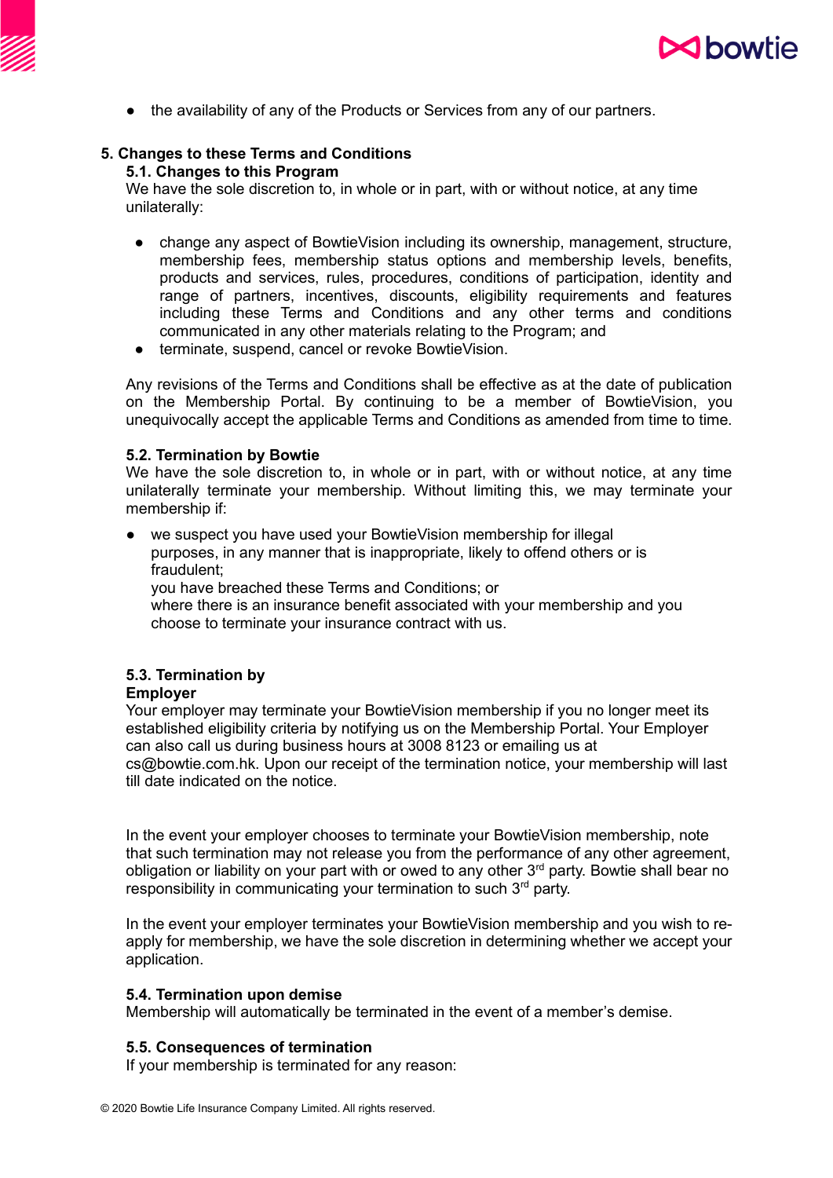- the availability of any of the Products or Services from any of our partners.

## 5. Changes to these Terms and Conditions

### 5.1. Changes to this Program

We have the sole discretion to, in whole or in part, with or without notice, at any time unilaterally:

- change any aspect of BowtieVision including its ownership, management, structure, membership fees, membership status options and membership levels, benefits, products and services, rules, procedures, conditions of participation, identity and range of partners, incentives, discounts, eligibility requirements and features including these Terms and Conditions and any other terms and conditions communicated in any other materials relating to the Program; and
- terminate, suspend, cancel or revoke BowtieVision.

Any revisions of the Terms and Conditions shall be effective as at the date of publication on the Membership Portal. By continuing to be a member of BowtieVision, you unequivocally accept the applicable Terms and Conditions as amended from time to time.

### 5.2. Termination by Bowtie

We have the sole discretion to, in whole or in part, with or without notice, at any time unilaterally terminate your membership. Without limiting this, we may terminate your membership if:

- we suspect you have used your BowtieVision membership for illegal purposes, in any manner that is inappropriate, likely to offend others or is fraudulent;
  you have breached these Terms and Conditions; or
  where there is an insurance benefit associated with your membership and you choose to terminate your insurance contract with us.

### 5.3. Termination by Employer

Your employer may terminate your BowtieVision membership if you no longer meet its established eligibility criteria by notifying us on the Membership Portal. Your Employer can also call us during business hours at 3008 8123 or emailing us at cs@bowtie.com.hk. Upon our receipt of the termination notice, your membership will last till date indicated on the notice.

In the event your employer chooses to terminate your BowtieVision membership, note that such termination may not release you from the performance of any other agreement, obligation or liability on your part with or owed to any other 3rd party. Bowtie shall bear no responsibility in communicating your termination to such 3rd party.

In the event your employer terminates your BowtieVision membership and you wish to re-apply for membership, we have the sole discretion in determining whether we accept your application.

### 5.4. Termination upon demise

Membership will automatically be terminated in the event of a member's demise.

### 5.5. Consequences of termination

If your membership is terminated for any reason: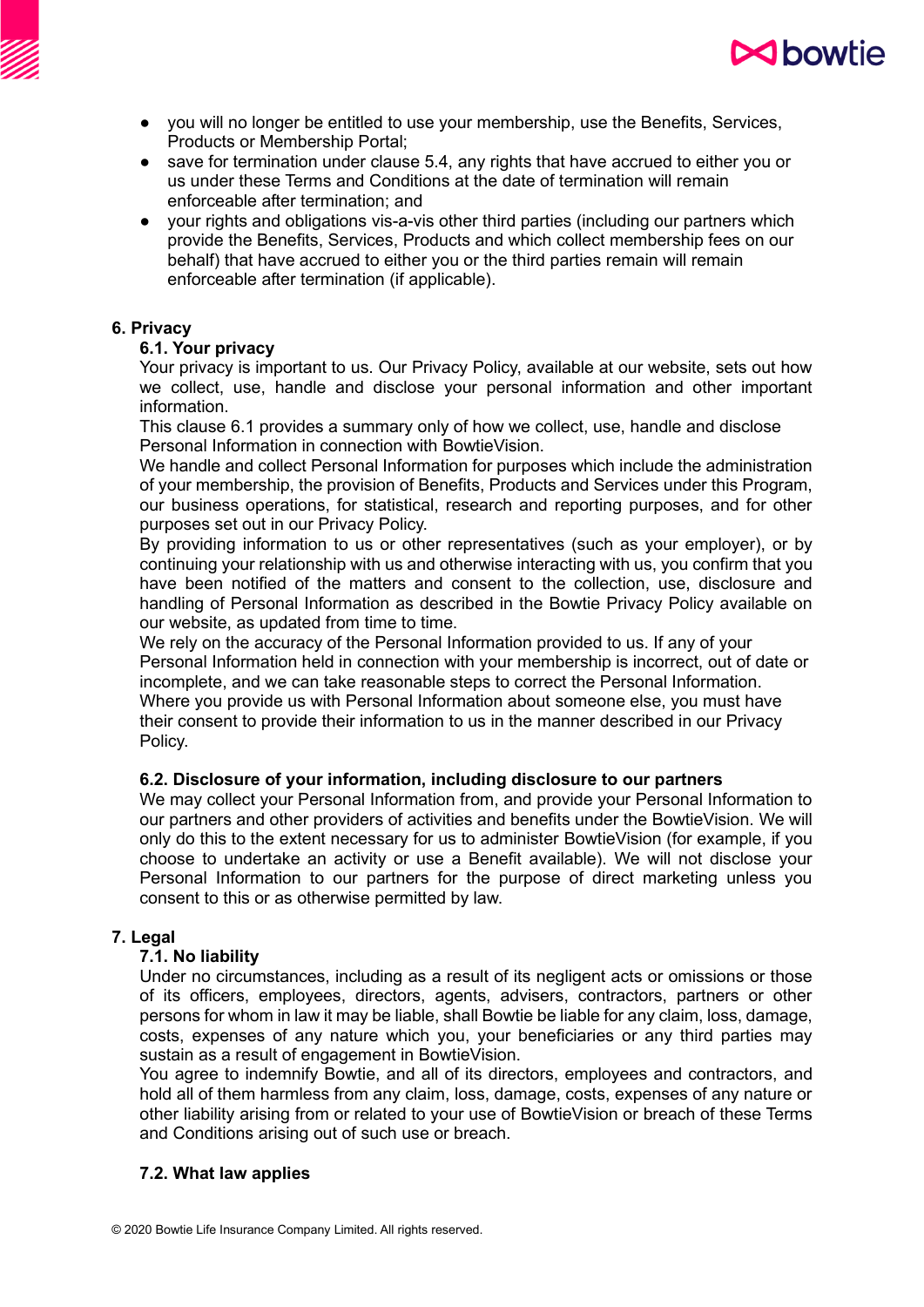- you will no longer be entitled to use your membership, use the Benefits, Services, Products or Membership Portal;
- save for termination under clause 5.4, any rights that have accrued to either you or us under these Terms and Conditions at the date of termination will remain enforceable after termination; and
- your rights and obligations vis-a-vis other third parties (including our partners which provide the Benefits, Services, Products and which collect membership fees on our behalf) that have accrued to either you or the third parties remain will remain enforceable after termination (if applicable).

## 6. Privacy

### 6.1. Your privacy

Your privacy is important to us. Our Privacy Policy, available at our website, sets out how we collect, use, handle and disclose your personal information and other important information.

This clause 6.1 provides a summary only of how we collect, use, handle and disclose Personal Information in connection with BowtieVision.

We handle and collect Personal Information for purposes which include the administration of your membership, the provision of Benefits, Products and Services under this Program, our business operations, for statistical, research and reporting purposes, and for other purposes set out in our Privacy Policy.

By providing information to us or other representatives (such as your employer), or by continuing your relationship with us and otherwise interacting with us, you confirm that you have been notified of the matters and consent to the collection, use, disclosure and handling of Personal Information as described in the Bowtie Privacy Policy available on our website, as updated from time to time.

We rely on the accuracy of the Personal Information provided to us. If any of your Personal Information held in connection with your membership is incorrect, out of date or incomplete, and we can take reasonable steps to correct the Personal Information.

Where you provide us with Personal Information about someone else, you must have their consent to provide their information to us in the manner described in our Privacy Policy.

### 6.2. Disclosure of your information, including disclosure to our partners

We may collect your Personal Information from, and provide your Personal Information to our partners and other providers of activities and benefits under the BowtieVision. We will only do this to the extent necessary for us to administer BowtieVision (for example, if you choose to undertake an activity or use a Benefit available). We will not disclose your Personal Information to our partners for the purpose of direct marketing unless you consent to this or as otherwise permitted by law.

## 7. Legal

### 7.1. No liability

Under no circumstances, including as a result of its negligent acts or omissions or those of its officers, employees, directors, agents, advisers, contractors, partners or other persons for whom in law it may be liable, shall Bowtie be liable for any claim, loss, damage, costs, expenses of any nature which you, your beneficiaries or any third parties may sustain as a result of engagement in BowtieVision.

You agree to indemnify Bowtie, and all of its directors, employees and contractors, and hold all of them harmless from any claim, loss, damage, costs, expenses of any nature or other liability arising from or related to your use of BowtieVision or breach of these Terms and Conditions arising out of such use or breach.

### 7.2. What law applies

© 2020 Bowtie Life Insurance Company Limited. All rights reserved.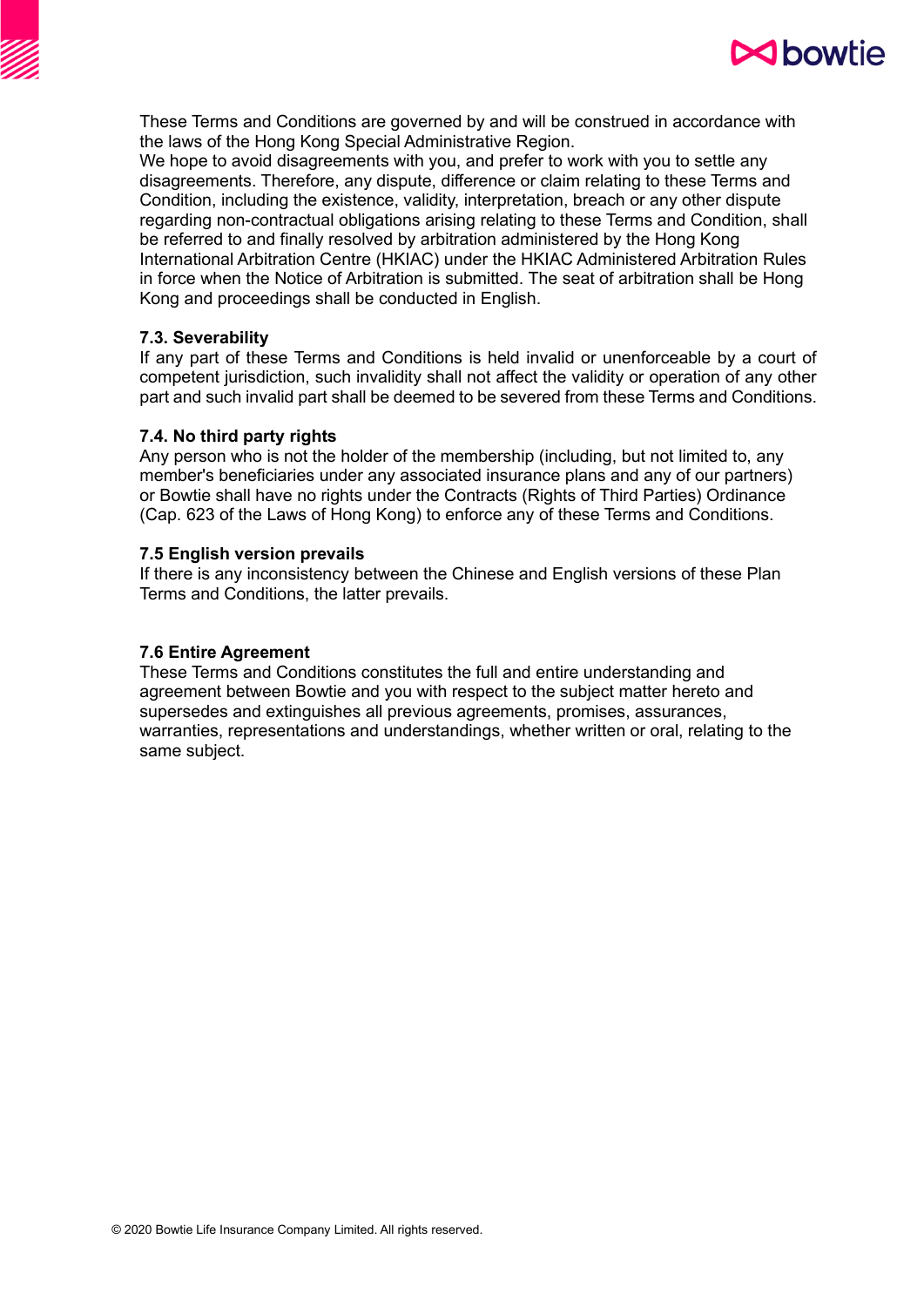These Terms and Conditions are governed by and will be construed in accordance with the laws of the Hong Kong Special Administrative Region.

We hope to avoid disagreements with you, and prefer to work with you to settle any disagreements. Therefore, any dispute, difference or claim relating to these Terms and Condition, including the existence, validity, interpretation, breach or any other dispute regarding non-contractual obligations arising relating to these Terms and Condition, shall be referred to and finally resolved by arbitration administered by the Hong Kong International Arbitration Centre (HKIAC) under the HKIAC Administered Arbitration Rules in force when the Notice of Arbitration is submitted. The seat of arbitration shall be Hong Kong and proceedings shall be conducted in English.

**7.3. Severability**

If any part of these Terms and Conditions is held invalid or unenforceable by a court of competent jurisdiction, such invalidity shall not affect the validity or operation of any other part and such invalid part shall be deemed to be severed from these Terms and Conditions.

**7.4. No third party rights**

Any person who is not the holder of the membership (including, but not limited to, any member's beneficiaries under any associated insurance plans and any of our partners) or Bowtie shall have no rights under the Contracts (Rights of Third Parties) Ordinance (Cap. 623 of the Laws of Hong Kong) to enforce any of these Terms and Conditions.

**7.5 English version prevails**

If there is any inconsistency between the Chinese and English versions of these Plan Terms and Conditions, the latter prevails.

**7.6 Entire Agreement**

These Terms and Conditions constitutes the full and entire understanding and agreement between Bowtie and you with respect to the subject matter hereto and supersedes and extinguishes all previous agreements, promises, assurances, warranties, representations and understandings, whether written or oral, relating to the same subject.